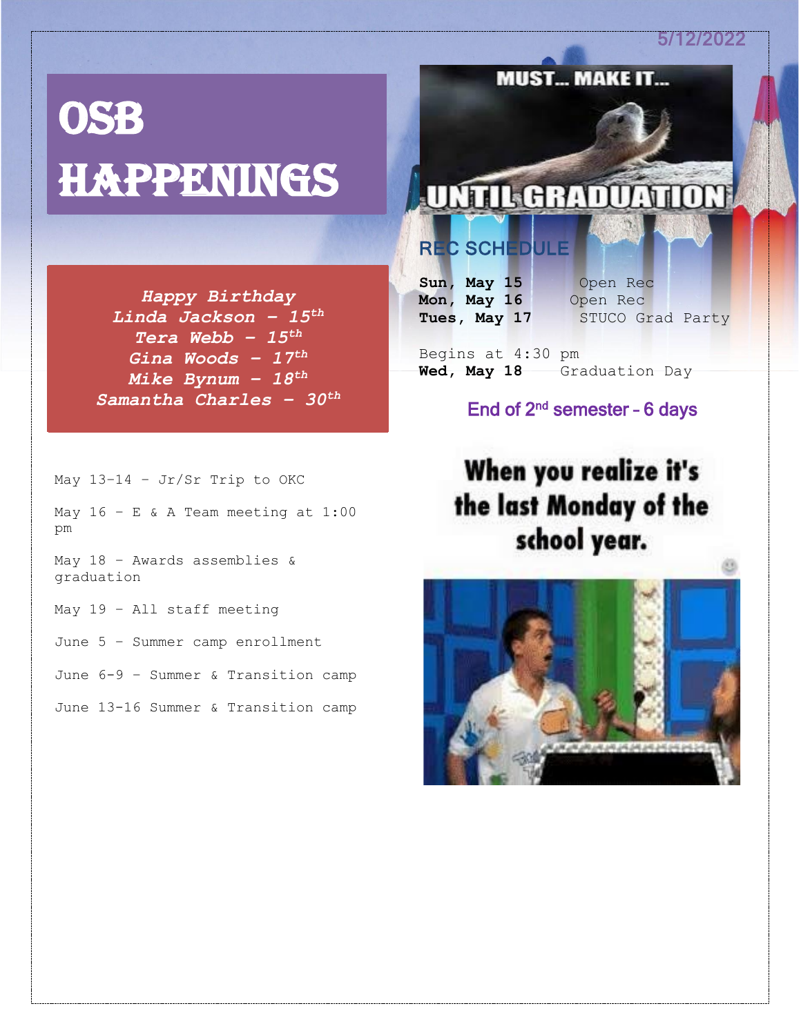5/12/2022

# OSB HAPPENINGS

*Happy Birthday*
*Linda Jackson – 15th*
*Tera Webb – 15th*
*Gina Woods – 17th*
*Mike Bynum – 18th*
*Samantha Charles – 30th*

May 13-14 – Jr/Sr Trip to OKC

May 16 – E & A Team meeting at 1:00 pm

May 18 – Awards assemblies & graduation

May 19 – All staff meeting

June 5 – Summer camp enrollment

June 6-9 – Summer & Transition camp

June 13-16 Summer & Transition camp

MUST... MAKE IT... UNTIL GRADUATION

## REC SCHEDULE

**Sun, May 15** Open Rec
**Mon, May 16** Open Rec
**Tues, May 17** STUCO Grad Party

Begins at 4:30 pm
**Wed, May 18** Graduation Day

End of 2nd semester - 6 days

When you realize it's the last Monday of the school year.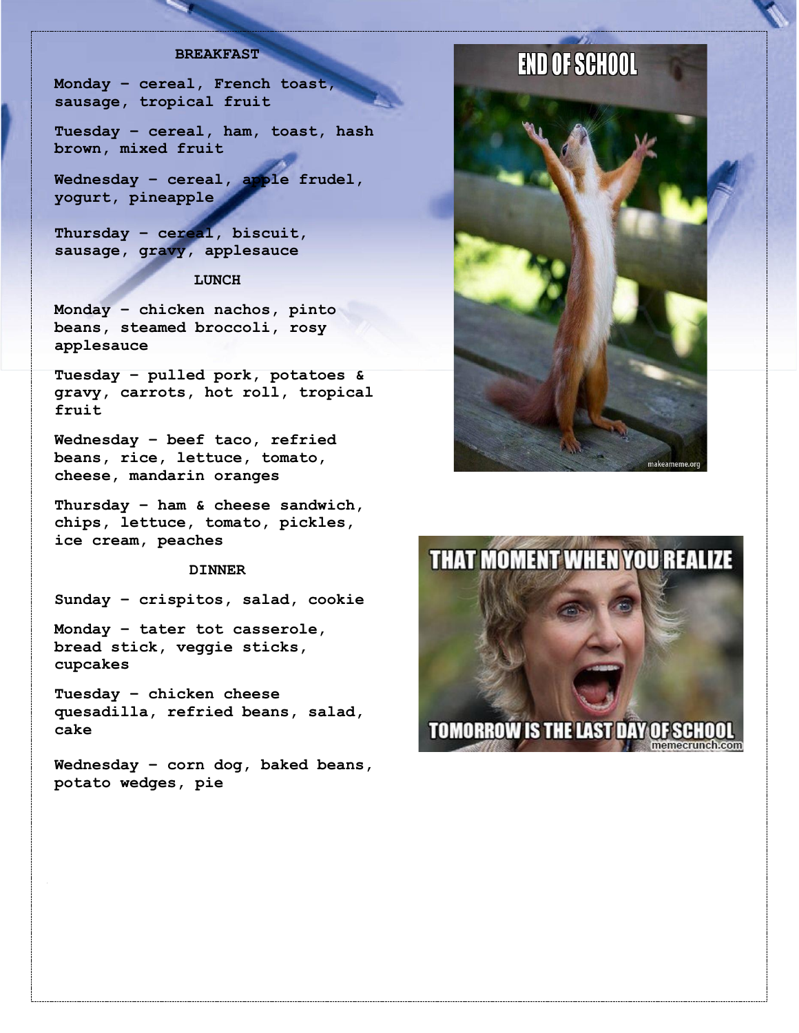## BREAKFAST

Monday – cereal, French toast, sausage, tropical fruit

Tuesday – cereal, ham, toast, hash brown, mixed fruit

Wednesday – cereal, apple frudel, yogurt, pineapple

Thursday – cereal, biscuit, sausage, gravy, applesauce

## LUNCH

Monday – chicken nachos, pinto beans, steamed broccoli, rosy applesauce

Tuesday – pulled pork, potatoes & gravy, carrots, hot roll, tropical fruit

Wednesday – beef taco, refried beans, rice, lettuce, tomato, cheese, mandarin oranges

Thursday – ham & cheese sandwich, chips, lettuce, tomato, pickles, ice cream, peaches

## DINNER

Sunday – crispitos, salad, cookie

Monday – tater tot casserole, bread stick, veggie sticks, cupcakes

Tuesday – chicken cheese quesadilla, refried beans, salad, cake

Wednesday – corn dog, baked beans, potato wedges, pie